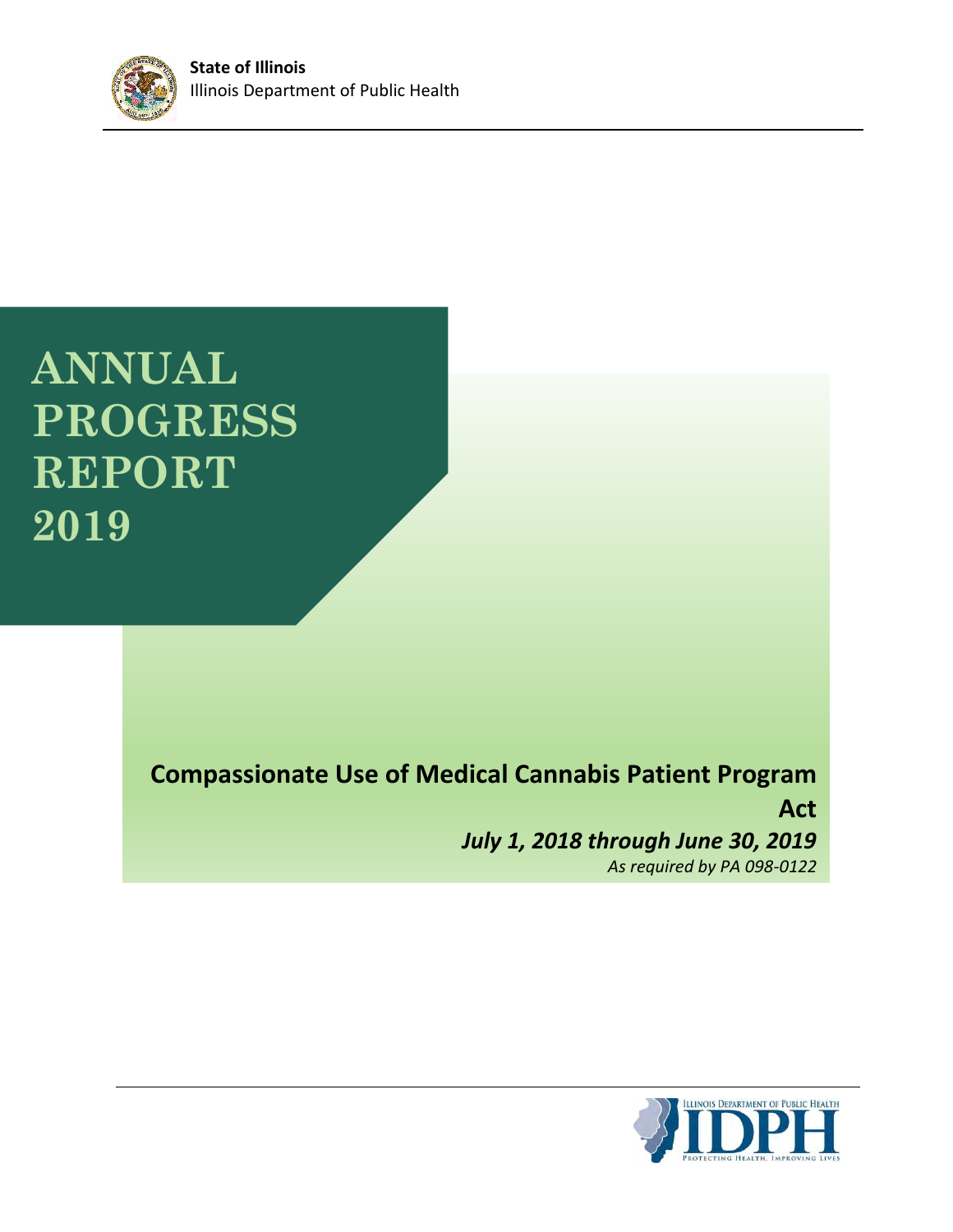**State of Illinois**
Illinois Department of Public Health

# ANNUAL PROGRESS REPORT 2019

**Compassionate Use of Medical Cannabis Patient Program Act**

***July 1, 2018 through June 30, 2019***

*As required by PA 098-0122*

ILLINOIS DEPARTMENT OF PUBLIC HEALTH
IDPH
PROTECTING HEALTH, IMPROVING LIVES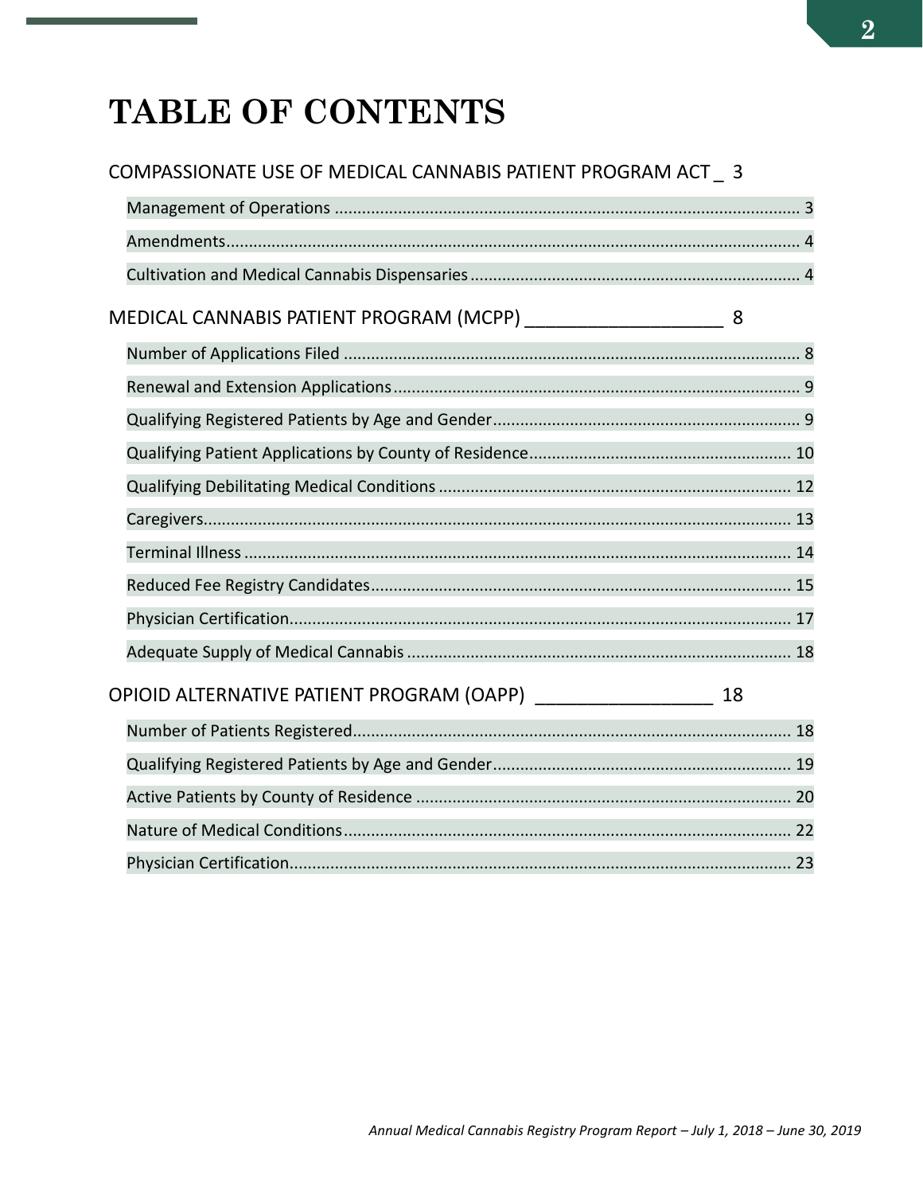# TABLE OF CONTENTS

COMPASSIONATE USE OF MEDICAL CANNABIS PATIENT PROGRAM ACT _ 3

- Management of Operations ..................... 3
- Amendments ..................... 4
- Cultivation and Medical Cannabis Dispensaries ..................... 4

MEDICAL CANNABIS PATIENT PROGRAM (MCPP) ___________________ 8

- Number of Applications Filed ..................... 8
- Renewal and Extension Applications ..................... 9
- Qualifying Registered Patients by Age and Gender ..................... 9
- Qualifying Patient Applications by County of Residence ..................... 10
- Qualifying Debilitating Medical Conditions ..................... 12
- Caregivers ..................... 13
- Terminal Illness ..................... 14
- Reduced Fee Registry Candidates ..................... 15
- Physician Certification ..................... 17
- Adequate Supply of Medical Cannabis ..................... 18

OPIOID ALTERNATIVE PATIENT PROGRAM (OAPP) _________________ 18

- Number of Patients Registered ..................... 18
- Qualifying Registered Patients by Age and Gender ..................... 19
- Active Patients by County of Residence ..................... 20
- Nature of Medical Conditions ..................... 22
- Physician Certification ..................... 23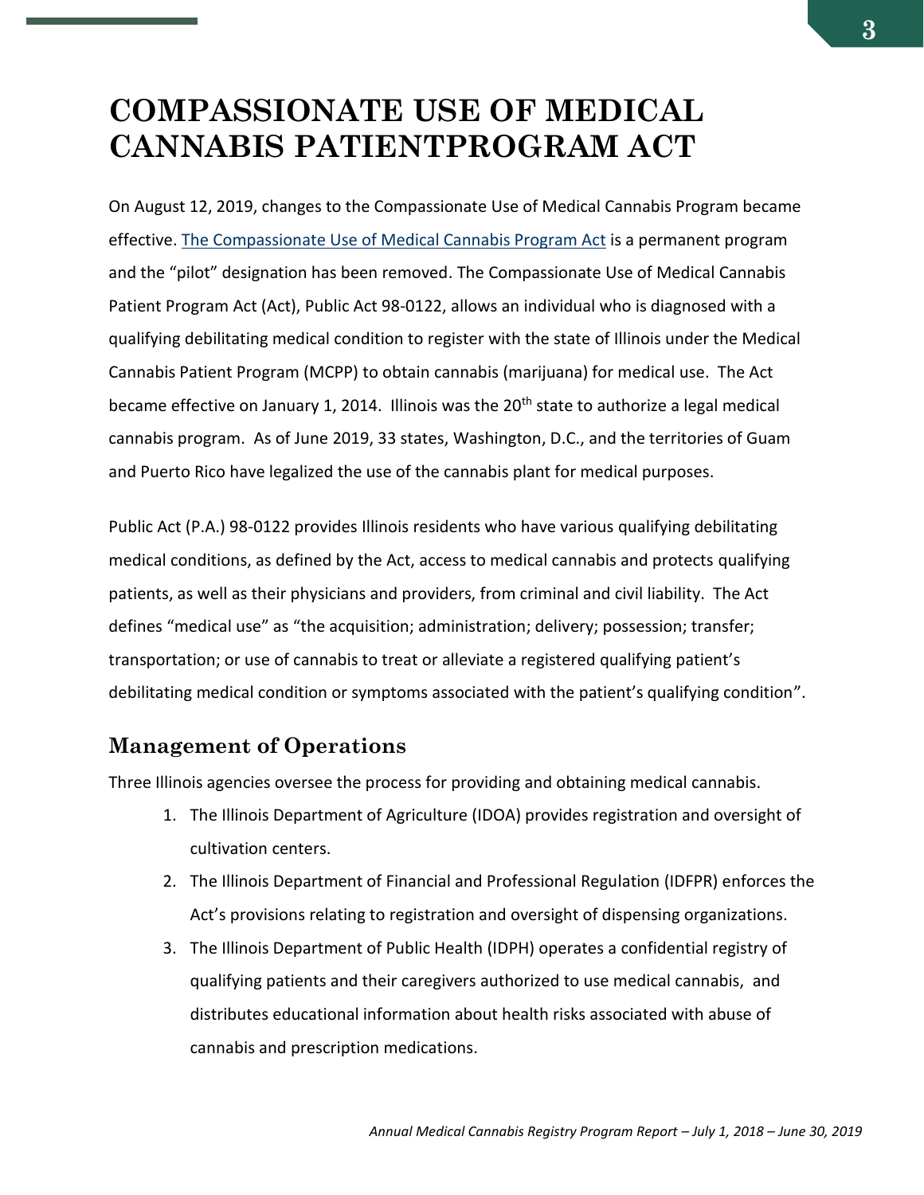# COMPASSIONATE USE OF MEDICAL CANNABIS PATIENTPROGRAM ACT

On August 12, 2019, changes to the Compassionate Use of Medical Cannabis Program became effective. [The Compassionate Use of Medical Cannabis Program Act] is a permanent program and the "pilot" designation has been removed. The Compassionate Use of Medical Cannabis Patient Program Act (Act), Public Act 98-0122, allows an individual who is diagnosed with a qualifying debilitating medical condition to register with the state of Illinois under the Medical Cannabis Patient Program (MCPP) to obtain cannabis (marijuana) for medical use. The Act became effective on January 1, 2014. Illinois was the 20th state to authorize a legal medical cannabis program. As of June 2019, 33 states, Washington, D.C., and the territories of Guam and Puerto Rico have legalized the use of the cannabis plant for medical purposes.

Public Act (P.A.) 98-0122 provides Illinois residents who have various qualifying debilitating medical conditions, as defined by the Act, access to medical cannabis and protects qualifying patients, as well as their physicians and providers, from criminal and civil liability. The Act defines "medical use" as "the acquisition; administration; delivery; possession; transfer; transportation; or use of cannabis to treat or alleviate a registered qualifying patient's debilitating medical condition or symptoms associated with the patient's qualifying condition".

## Management of Operations

Three Illinois agencies oversee the process for providing and obtaining medical cannabis.

1. The Illinois Department of Agriculture (IDOA) provides registration and oversight of cultivation centers.
2. The Illinois Department of Financial and Professional Regulation (IDFPR) enforces the Act's provisions relating to registration and oversight of dispensing organizations.
3. The Illinois Department of Public Health (IDPH) operates a confidential registry of qualifying patients and their caregivers authorized to use medical cannabis, and distributes educational information about health risks associated with abuse of cannabis and prescription medications.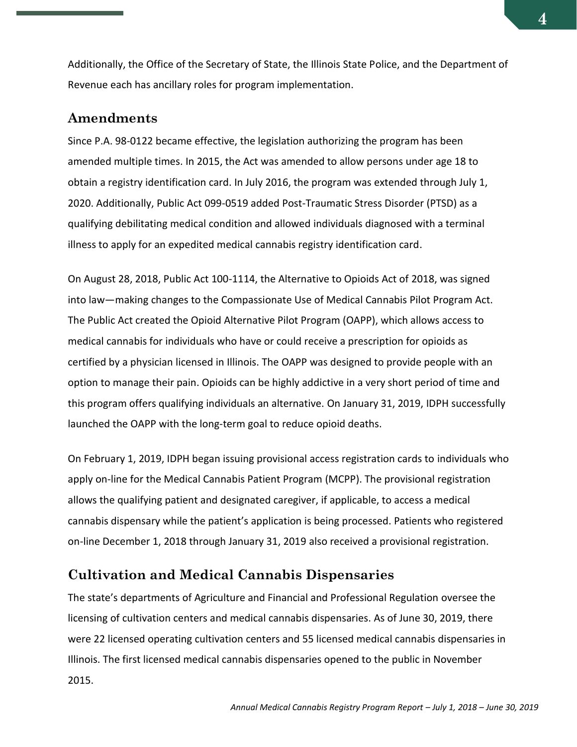Additionally, the Office of the Secretary of State, the Illinois State Police, and the Department of Revenue each has ancillary roles for program implementation.

## Amendments

Since P.A. 98-0122 became effective, the legislation authorizing the program has been amended multiple times. In 2015, the Act was amended to allow persons under age 18 to obtain a registry identification card. In July 2016, the program was extended through July 1, 2020. Additionally, Public Act 099-0519 added Post-Traumatic Stress Disorder (PTSD) as a qualifying debilitating medical condition and allowed individuals diagnosed with a terminal illness to apply for an expedited medical cannabis registry identification card.

On August 28, 2018, Public Act 100-1114, the Alternative to Opioids Act of 2018, was signed into law—making changes to the Compassionate Use of Medical Cannabis Pilot Program Act. The Public Act created the Opioid Alternative Pilot Program (OAPP), which allows access to medical cannabis for individuals who have or could receive a prescription for opioids as certified by a physician licensed in Illinois. The OAPP was designed to provide people with an option to manage their pain. Opioids can be highly addictive in a very short period of time and this program offers qualifying individuals an alternative. On January 31, 2019, IDPH successfully launched the OAPP with the long-term goal to reduce opioid deaths.

On February 1, 2019, IDPH began issuing provisional access registration cards to individuals who apply on-line for the Medical Cannabis Patient Program (MCPP). The provisional registration allows the qualifying patient and designated caregiver, if applicable, to access a medical cannabis dispensary while the patient's application is being processed. Patients who registered on-line December 1, 2018 through January 31, 2019 also received a provisional registration.

## Cultivation and Medical Cannabis Dispensaries

The state's departments of Agriculture and Financial and Professional Regulation oversee the licensing of cultivation centers and medical cannabis dispensaries. As of June 30, 2019, there were 22 licensed operating cultivation centers and 55 licensed medical cannabis dispensaries in Illinois. The first licensed medical cannabis dispensaries opened to the public in November 2015.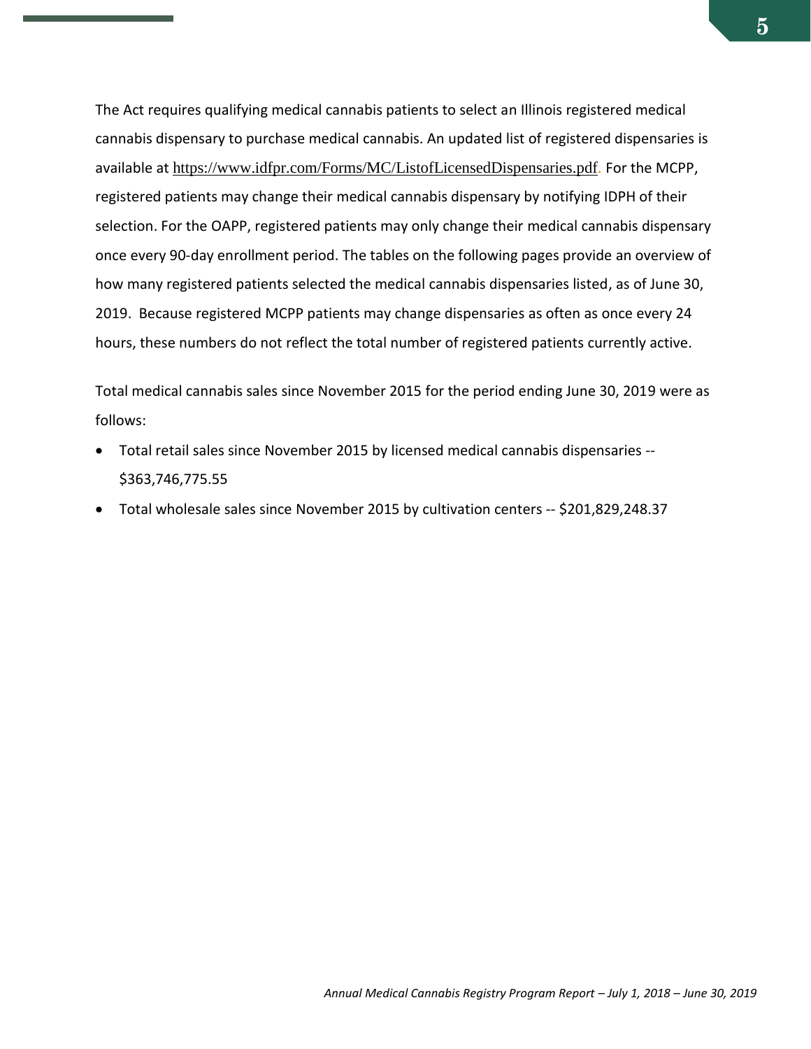The Act requires qualifying medical cannabis patients to select an Illinois registered medical cannabis dispensary to purchase medical cannabis. An updated list of registered dispensaries is available at https://www.idfpr.com/Forms/MC/ListofLicensedDispensaries.pdf. For the MCPP, registered patients may change their medical cannabis dispensary by notifying IDPH of their selection. For the OAPP, registered patients may only change their medical cannabis dispensary once every 90-day enrollment period. The tables on the following pages provide an overview of how many registered patients selected the medical cannabis dispensaries listed, as of June 30, 2019. Because registered MCPP patients may change dispensaries as often as once every 24 hours, these numbers do not reflect the total number of registered patients currently active.

Total medical cannabis sales since November 2015 for the period ending June 30, 2019 were as follows:

- Total retail sales since November 2015 by licensed medical cannabis dispensaries -- $363,746,775.55
- Total wholesale sales since November 2015 by cultivation centers -- $201,829,248.37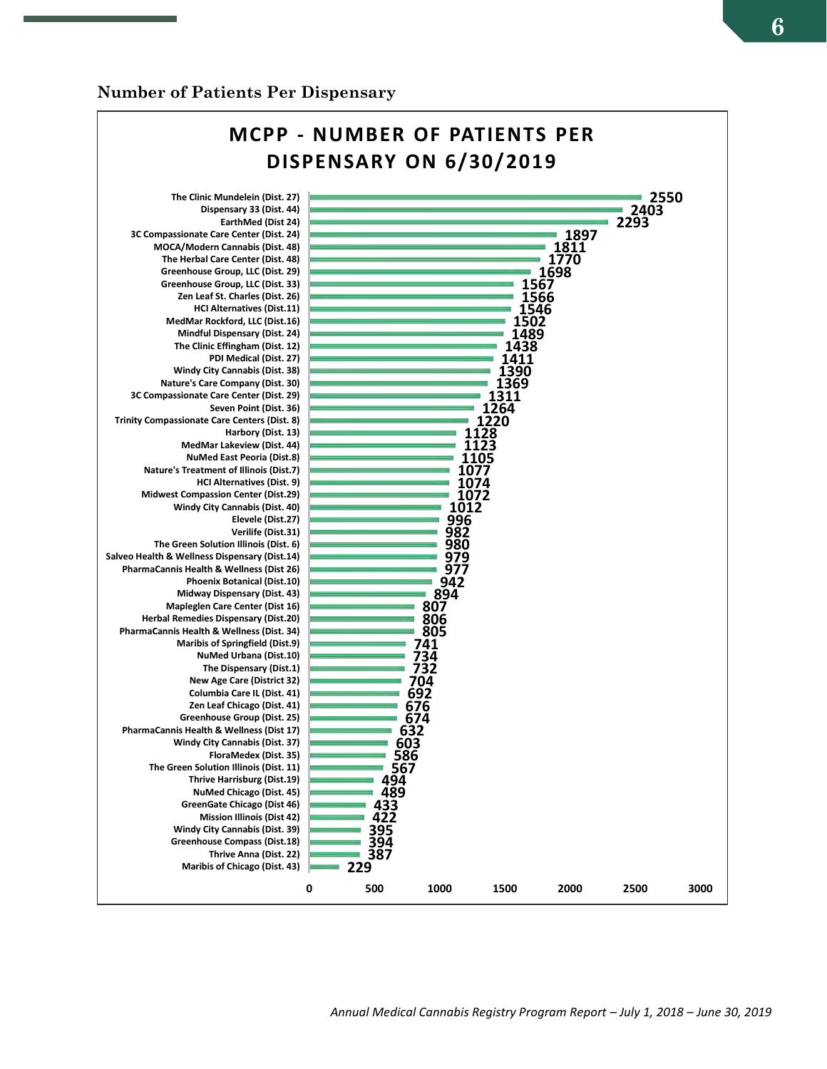## Number of Patients Per Dispensary

**MCPP - NUMBER OF PATIENTS PER DISPENSARY ON 6/30/2019**

| Dispensary | Number of Patients |
|---|---|
| The Clinic Mundelein (Dist. 27) | 2550 |
| Dispensary 33 (Dist. 44) | 2403 |
| EarthMed (Dist 24) | 2293 |
| 3C Compassionate Care Center (Dist. 24) | 1897 |
| MOCA/Modern Cannabis (Dist. 48) | 1811 |
| The Herbal Care Center (Dist. 48) | 1770 |
| Greenhouse Group, LLC (Dist. 29) | 1698 |
| Greenhouse Group, LLC (Dist. 33) | 1567 |
| Zen Leaf St. Charles (Dist. 26) | 1566 |
| HCI Alternatives (Dist.11) | 1546 |
| MedMar Rockford, LLC (Dist.16) | 1502 |
| Mindful Dispensary (Dist. 24) | 1489 |
| The Clinic Effingham (Dist. 12) | 1438 |
| PDI Medical (Dist. 27) | 1411 |
| Windy City Cannabis (Dist. 38) | 1390 |
| Nature's Care Company (Dist. 30) | 1369 |
| 3C Compassionate Care Center (Dist. 29) | 1311 |
| Seven Point (Dist. 36) | 1264 |
| Trinity Compassionate Care Centers (Dist. 8) | 1220 |
| Harbory (Dist. 13) | 1128 |
| MedMar Lakeview (Dist. 44) | 1123 |
| NuMed East Peoria (Dist.8) | 1105 |
| Nature's Treatment of Illinois (Dist.7) | 1077 |
| HCI Alternatives (Dist. 9) | 1074 |
| Midwest Compassion Center (Dist.29) | 1072 |
| Windy City Cannabis (Dist. 40) | 1012 |
| Elevele (Dist.27) | 996 |
| Verilife (Dist.31) | 982 |
| The Green Solution Illinois (Dist. 6) | 980 |
| Salveo Health & Wellness Dispensary (Dist.14) | 979 |
| PharmaCannis Health & Wellness (Dist 26) | 977 |
| Phoenix Botanical (Dist.10) | 942 |
| Midway Dispensary (Dist. 43) | 894 |
| Mapleglen Care Center (Dist 16) | 807 |
| Herbal Remedies Dispensary (Dist.20) | 806 |
| PharmaCannis Health & Wellness (Dist. 34) | 805 |
| Maribis of Springfield (Dist.9) | 741 |
| NuMed Urbana (Dist.10) | 734 |
| The Dispensary (Dist.1) | 732 |
| New Age Care (District 32) | 704 |
| Columbia Care IL (Dist. 41) | 692 |
| Zen Leaf Chicago (Dist. 41) | 676 |
| Greenhouse Group (Dist. 25) | 674 |
| PharmaCannis Health & Wellness (Dist 17) | 632 |
| Windy City Cannabis (Dist. 37) | 603 |
| FloraMedex (Dist. 35) | 586 |
| The Green Solution Illinois (Dist. 11) | 567 |
| Thrive Harrisburg (Dist.19) | 494 |
| NuMed Chicago (Dist. 45) | 489 |
| GreenGate Chicago (Dist 46) | 433 |
| Mission Illinois (Dist 42) | 422 |
| Windy City Cannabis (Dist. 39) | 395 |
| Greenhouse Compass (Dist.18) | 394 |
| Thrive Anna (Dist. 22) | 387 |
| Maribis of Chicago (Dist. 43) | 229 |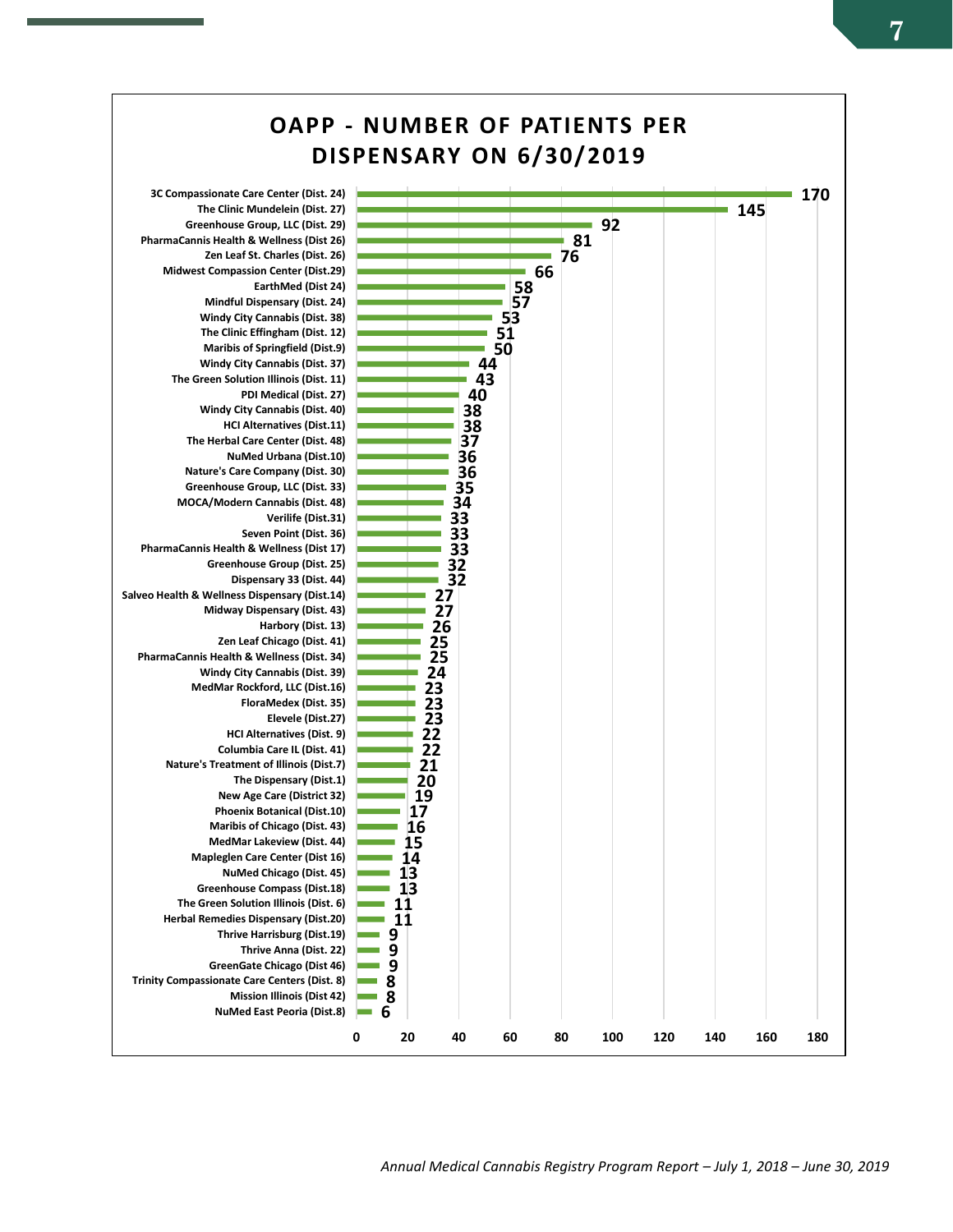## OAPP - NUMBER OF PATIENTS PER DISPENSARY ON 6/30/2019

| Dispensary | Number of Patients |
|---|---|
| 3C Compassionate Care Center (Dist. 24) | 170 |
| The Clinic Mundelein (Dist. 27) | 145 |
| Greenhouse Group, LLC (Dist. 29) | 92 |
| PharmaCannis Health & Wellness (Dist 26) | 81 |
| Zen Leaf St. Charles (Dist. 26) | 76 |
| Midwest Compassion Center (Dist.29) | 66 |
| EarthMed (Dist 24) | 58 |
| Mindful Dispensary (Dist. 24) | 57 |
| Windy City Cannabis (Dist. 38) | 53 |
| The Clinic Effingham (Dist. 12) | 51 |
| Maribis of Springfield (Dist.9) | 50 |
| Windy City Cannabis (Dist. 37) | 44 |
| The Green Solution Illinois (Dist. 11) | 43 |
| PDI Medical (Dist. 27) | 40 |
| Windy City Cannabis (Dist. 40) | 38 |
| HCI Alternatives (Dist.11) | 38 |
| The Herbal Care Center (Dist. 48) | 37 |
| NuMed Urbana (Dist.10) | 36 |
| Nature's Care Company (Dist. 30) | 36 |
| Greenhouse Group, LLC (Dist. 33) | 35 |
| MOCA/Modern Cannabis (Dist. 48) | 34 |
| Verilife (Dist.31) | 33 |
| Seven Point (Dist. 36) | 33 |
| PharmaCannis Health & Wellness (Dist 17) | 33 |
| Greenhouse Group (Dist. 25) | 32 |
| Dispensary 33 (Dist. 44) | 32 |
| Salveo Health & Wellness Dispensary (Dist.14) | 27 |
| Midway Dispensary (Dist. 43) | 27 |
| Harbory (Dist. 13) | 26 |
| Zen Leaf Chicago (Dist. 41) | 25 |
| PharmaCannis Health & Wellness (Dist. 34) | 25 |
| Windy City Cannabis (Dist. 39) | 24 |
| MedMar Rockford, LLC (Dist.16) | 23 |
| FloraMedex (Dist. 35) | 23 |
| Elevele (Dist.27) | 23 |
| HCI Alternatives (Dist. 9) | 22 |
| Columbia Care IL (Dist. 41) | 22 |
| Nature's Treatment of Illinois (Dist.7) | 21 |
| The Dispensary (Dist.1) | 20 |
| New Age Care (District 32) | 19 |
| Phoenix Botanical (Dist.10) | 17 |
| Maribis of Chicago (Dist. 43) | 16 |
| MedMar Lakeview (Dist. 44) | 15 |
| Mapleglen Care Center (Dist 16) | 14 |
| NuMed Chicago (Dist. 45) | 13 |
| Greenhouse Compass (Dist.18) | 13 |
| The Green Solution Illinois (Dist. 6) | 11 |
| Herbal Remedies Dispensary (Dist.20) | 11 |
| Thrive Harrisburg (Dist.19) | 9 |
| Thrive Anna (Dist. 22) | 9 |
| GreenGate Chicago (Dist 46) | 9 |
| Trinity Compassionate Care Centers (Dist. 8) | 8 |
| Mission Illinois (Dist 42) | 8 |
| NuMed East Peoria (Dist.8) | 6 |

*Annual Medical Cannabis Registry Program Report – July 1, 2018 – June 30, 2019*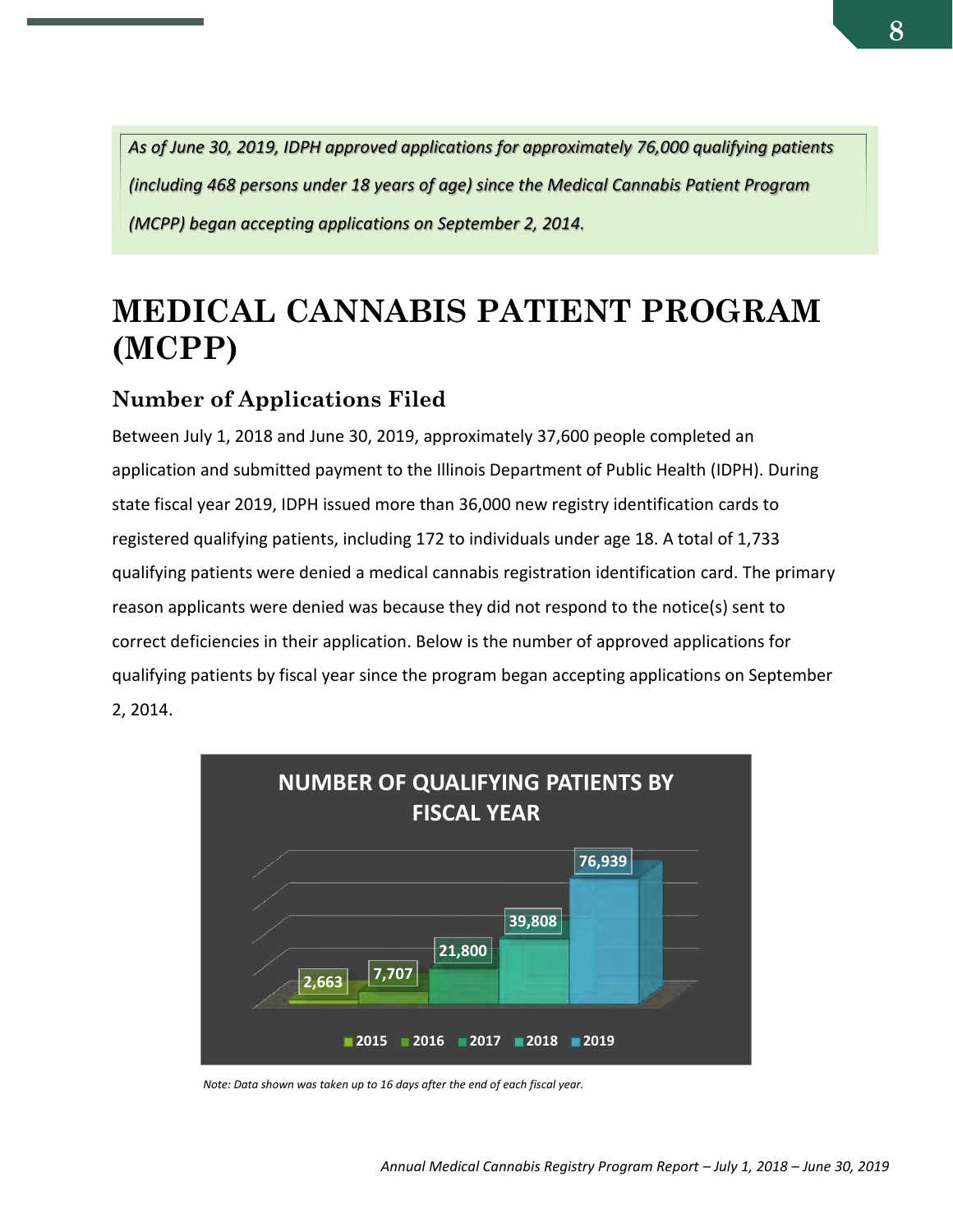*As of June 30, 2019, IDPH approved applications for approximately 76,000 qualifying patients (including 468 persons under 18 years of age) since the Medical Cannabis Patient Program (MCPP) began accepting applications on September 2, 2014.*

# MEDICAL CANNABIS PATIENT PROGRAM (MCPP)

## Number of Applications Filed

Between July 1, 2018 and June 30, 2019, approximately 37,600 people completed an application and submitted payment to the Illinois Department of Public Health (IDPH). During state fiscal year 2019, IDPH issued more than 36,000 new registry identification cards to registered qualifying patients, including 172 to individuals under age 18. A total of 1,733 qualifying patients were denied a medical cannabis registration identification card. The primary reason applicants were denied was because they did not respond to the notice(s) sent to correct deficiencies in their application. Below is the number of approved applications for qualifying patients by fiscal year since the program began accepting applications on September 2, 2014.

**NUMBER OF QUALIFYING PATIENTS BY FISCAL YEAR**

| Fiscal Year | Number of Qualifying Patients |
|---|---|
| 2015 | 2,663 |
| 2016 | 7,707 |
| 2017 | 21,800 |
| 2018 | 39,808 |
| 2019 | 76,939 |

*Note: Data shown was taken up to 16 days after the end of each fiscal year.*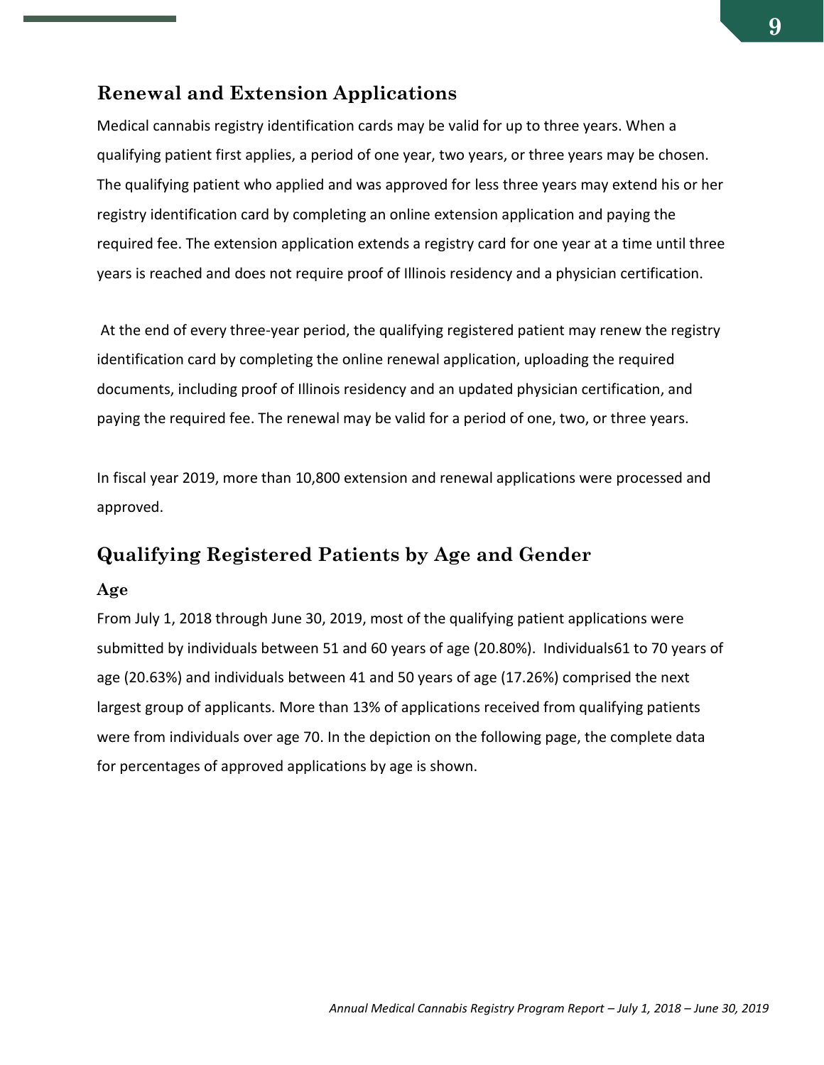## Renewal and Extension Applications

Medical cannabis registry identification cards may be valid for up to three years. When a qualifying patient first applies, a period of one year, two years, or three years may be chosen. The qualifying patient who applied and was approved for less three years may extend his or her registry identification card by completing an online extension application and paying the required fee. The extension application extends a registry card for one year at a time until three years is reached and does not require proof of Illinois residency and a physician certification.

At the end of every three-year period, the qualifying registered patient may renew the registry identification card by completing the online renewal application, uploading the required documents, including proof of Illinois residency and an updated physician certification, and paying the required fee. The renewal may be valid for a period of one, two, or three years.

In fiscal year 2019, more than 10,800 extension and renewal applications were processed and approved.

## Qualifying Registered Patients by Age and Gender

### Age

From July 1, 2018 through June 30, 2019, most of the qualifying patient applications were submitted by individuals between 51 and 60 years of age (20.80%). Individuals61 to 70 years of age (20.63%) and individuals between 41 and 50 years of age (17.26%) comprised the next largest group of applicants. More than 13% of applications received from qualifying patients were from individuals over age 70. In the depiction on the following page, the complete data for percentages of approved applications by age is shown.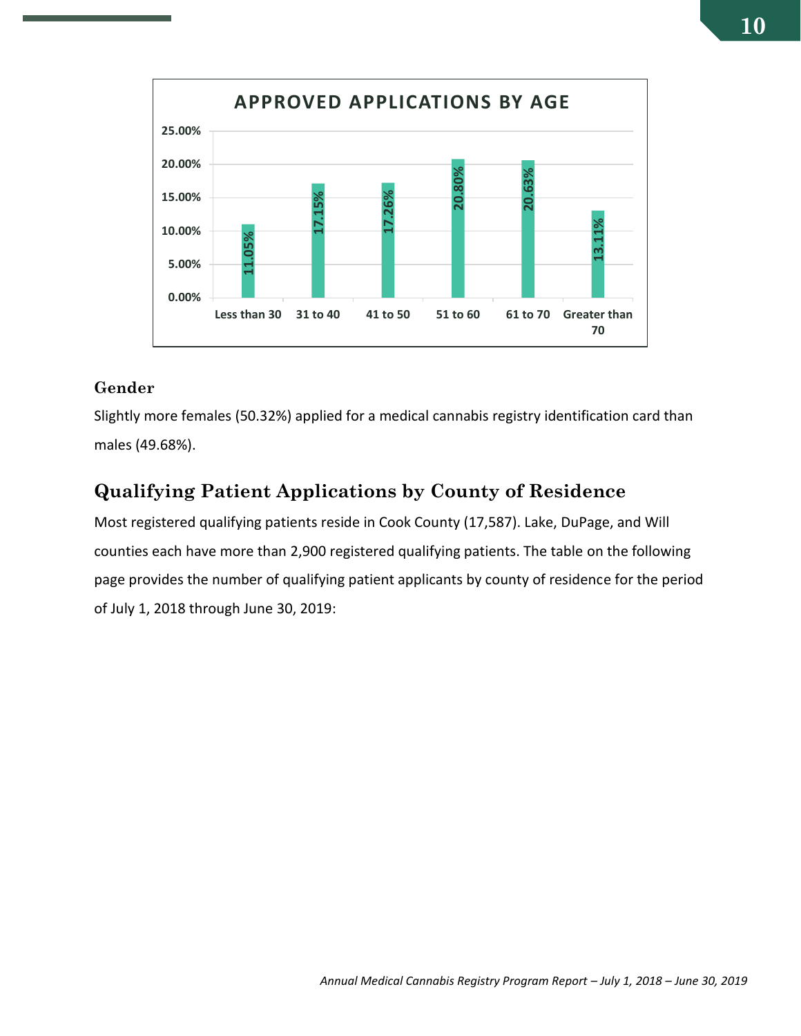**APPROVED APPLICATIONS BY AGE**

| Age | Percentage |
|---|---|
| Less than 30 | 11.05% |
| 31 to 40 | 17.15% |
| 41 to 50 | 17.26% |
| 51 to 60 | 20.80% |
| 61 to 70 | 20.63% |
| Greater than 70 | 13.11% |

### Gender

Slightly more females (50.32%) applied for a medical cannabis registry identification card than males (49.68%).

## Qualifying Patient Applications by County of Residence

Most registered qualifying patients reside in Cook County (17,587). Lake, DuPage, and Will counties each have more than 2,900 registered qualifying patients. The table on the following page provides the number of qualifying patient applicants by county of residence for the period of July 1, 2018 through June 30, 2019: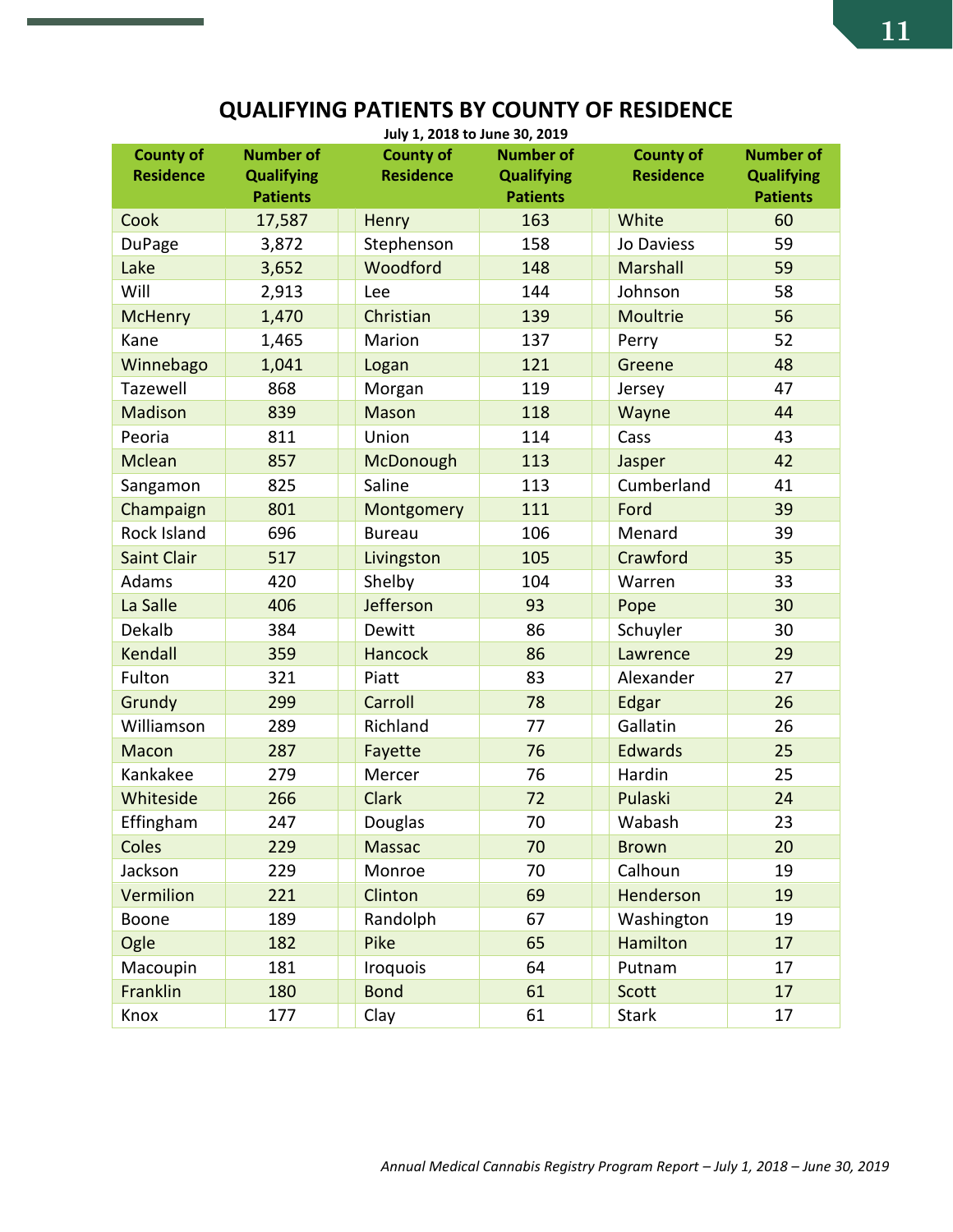## QUALIFYING PATIENTS BY COUNTY OF RESIDENCE

**July 1, 2018 to June 30, 2019**

| County of Residence | Number of Qualifying Patients | County of Residence | Number of Qualifying Patients | County of Residence | Number of Qualifying Patients |
|---|---|---|---|---|---|
| Cook | 17,587 | Henry | 163 | White | 60 |
| DuPage | 3,872 | Stephenson | 158 | Jo Daviess | 59 |
| Lake | 3,652 | Woodford | 148 | Marshall | 59 |
| Will | 2,913 | Lee | 144 | Johnson | 58 |
| McHenry | 1,470 | Christian | 139 | Moultrie | 56 |
| Kane | 1,465 | Marion | 137 | Perry | 52 |
| Winnebago | 1,041 | Logan | 121 | Greene | 48 |
| Tazewell | 868 | Morgan | 119 | Jersey | 47 |
| Madison | 839 | Mason | 118 | Wayne | 44 |
| Peoria | 811 | Union | 114 | Cass | 43 |
| Mclean | 857 | McDonough | 113 | Jasper | 42 |
| Sangamon | 825 | Saline | 113 | Cumberland | 41 |
| Champaign | 801 | Montgomery | 111 | Ford | 39 |
| Rock Island | 696 | Bureau | 106 | Menard | 39 |
| Saint Clair | 517 | Livingston | 105 | Crawford | 35 |
| Adams | 420 | Shelby | 104 | Warren | 33 |
| La Salle | 406 | Jefferson | 93 | Pope | 30 |
| Dekalb | 384 | Dewitt | 86 | Schuyler | 30 |
| Kendall | 359 | Hancock | 86 | Lawrence | 29 |
| Fulton | 321 | Piatt | 83 | Alexander | 27 |
| Grundy | 299 | Carroll | 78 | Edgar | 26 |
| Williamson | 289 | Richland | 77 | Gallatin | 26 |
| Macon | 287 | Fayette | 76 | Edwards | 25 |
| Kankakee | 279 | Mercer | 76 | Hardin | 25 |
| Whiteside | 266 | Clark | 72 | Pulaski | 24 |
| Effingham | 247 | Douglas | 70 | Wabash | 23 |
| Coles | 229 | Massac | 70 | Brown | 20 |
| Jackson | 229 | Monroe | 70 | Calhoun | 19 |
| Vermilion | 221 | Clinton | 69 | Henderson | 19 |
| Boone | 189 | Randolph | 67 | Washington | 19 |
| Ogle | 182 | Pike | 65 | Hamilton | 17 |
| Macoupin | 181 | Iroquois | 64 | Putnam | 17 |
| Franklin | 180 | Bond | 61 | Scott | 17 |
| Knox | 177 | Clay | 61 | Stark | 17 |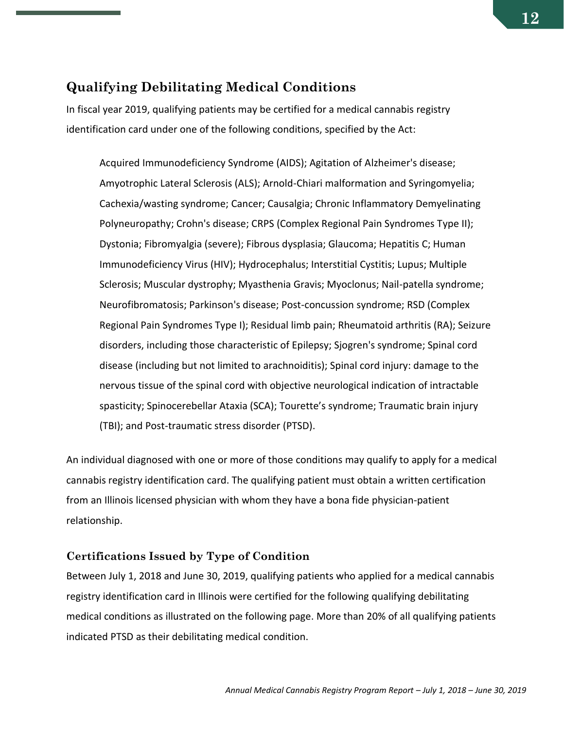## Qualifying Debilitating Medical Conditions

In fiscal year 2019, qualifying patients may be certified for a medical cannabis registry identification card under one of the following conditions, specified by the Act:

> Acquired Immunodeficiency Syndrome (AIDS); Agitation of Alzheimer's disease; Amyotrophic Lateral Sclerosis (ALS); Arnold-Chiari malformation and Syringomyelia; Cachexia/wasting syndrome; Cancer; Causalgia; Chronic Inflammatory Demyelinating Polyneuropathy; Crohn's disease; CRPS (Complex Regional Pain Syndromes Type II); Dystonia; Fibromyalgia (severe); Fibrous dysplasia; Glaucoma; Hepatitis C; Human Immunodeficiency Virus (HIV); Hydrocephalus; Interstitial Cystitis; Lupus; Multiple Sclerosis; Muscular dystrophy; Myasthenia Gravis; Myoclonus; Nail-patella syndrome; Neurofibromatosis; Parkinson's disease; Post-concussion syndrome; RSD (Complex Regional Pain Syndromes Type I); Residual limb pain; Rheumatoid arthritis (RA); Seizure disorders, including those characteristic of Epilepsy; Sjogren's syndrome; Spinal cord disease (including but not limited to arachnoiditis); Spinal cord injury: damage to the nervous tissue of the spinal cord with objective neurological indication of intractable spasticity; Spinocerebellar Ataxia (SCA); Tourette's syndrome; Traumatic brain injury (TBI); and Post-traumatic stress disorder (PTSD).

An individual diagnosed with one or more of those conditions may qualify to apply for a medical cannabis registry identification card. The qualifying patient must obtain a written certification from an Illinois licensed physician with whom they have a bona fide physician-patient relationship.

### Certifications Issued by Type of Condition

Between July 1, 2018 and June 30, 2019, qualifying patients who applied for a medical cannabis registry identification card in Illinois were certified for the following qualifying debilitating medical conditions as illustrated on the following page. More than 20% of all qualifying patients indicated PTSD as their debilitating medical condition.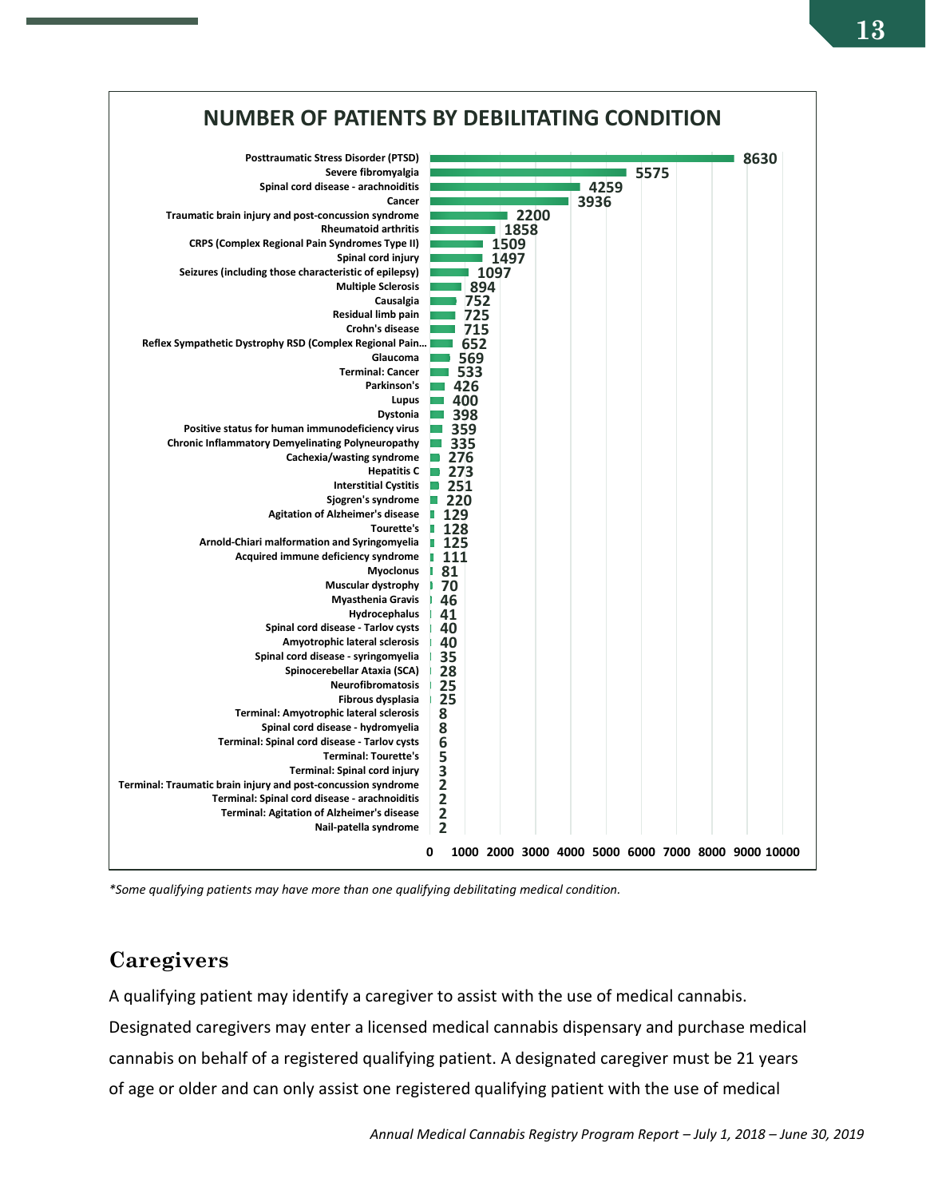**NUMBER OF PATIENTS BY DEBILITATING CONDITION**

| Condition | Number of Patients |
|---|---|
| Posttraumatic Stress Disorder (PTSD) | 8630 |
| Severe fibromyalgia | 5575 |
| Spinal cord disease - arachnoiditis | 4259 |
| Cancer | 3936 |
| Traumatic brain injury and post-concussion syndrome | 2200 |
| Rheumatoid arthritis | 1858 |
| CRPS (Complex Regional Pain Syndromes Type II) | 1509 |
| Spinal cord injury | 1497 |
| Seizures (including those characteristic of epilepsy) | 1097 |
| Multiple Sclerosis | 894 |
| Causalgia | 752 |
| Residual limb pain | 725 |
| Crohn's disease | 715 |
| Reflex Sympathetic Dystrophy RSD (Complex Regional Pain... | 652 |
| Glaucoma | 569 |
| Terminal: Cancer | 533 |
| Parkinson's | 426 |
| Lupus | 400 |
| Dystonia | 398 |
| Positive status for human immunodeficiency virus | 359 |
| Chronic Inflammatory Demyelinating Polyneuropathy | 335 |
| Cachexia/wasting syndrome | 276 |
| Hepatitis C | 273 |
| Interstitial Cystitis | 251 |
| Sjogren's syndrome | 220 |
| Agitation of Alzheimer's disease | 129 |
| Tourette's | 128 |
| Arnold-Chiari malformation and Syringomyelia | 125 |
| Acquired immune deficiency syndrome | 111 |
| Myoclonus | 81 |
| Muscular dystrophy | 70 |
| Myasthenia Gravis | 46 |
| Hydrocephalus | 41 |
| Spinal cord disease - Tarlov cysts | 40 |
| Amyotrophic lateral sclerosis | 40 |
| Spinal cord disease - syringomyelia | 35 |
| Spinocerebellar Ataxia (SCA) | 28 |
| Neurofibromatosis | 25 |
| Fibrous dysplasia | 25 |
| Terminal: Amyotrophic lateral sclerosis | 8 |
| Spinal cord disease - hydromyelia | 8 |
| Terminal: Spinal cord disease - Tarlov cysts | 6 |
| Terminal: Tourette's | 5 |
| Terminal: Spinal cord injury | 3 |
| Terminal: Traumatic brain injury and post-concussion syndrome | 2 |
| Terminal: Spinal cord disease - arachnoiditis | 2 |
| Terminal: Agitation of Alzheimer's disease | 2 |
| Nail-patella syndrome | 2 |

*\*Some qualifying patients may have more than one qualifying debilitating medical condition.*

## Caregivers

A qualifying patient may identify a caregiver to assist with the use of medical cannabis. Designated caregivers may enter a licensed medical cannabis dispensary and purchase medical cannabis on behalf of a registered qualifying patient. A designated caregiver must be 21 years of age or older and can only assist one registered qualifying patient with the use of medical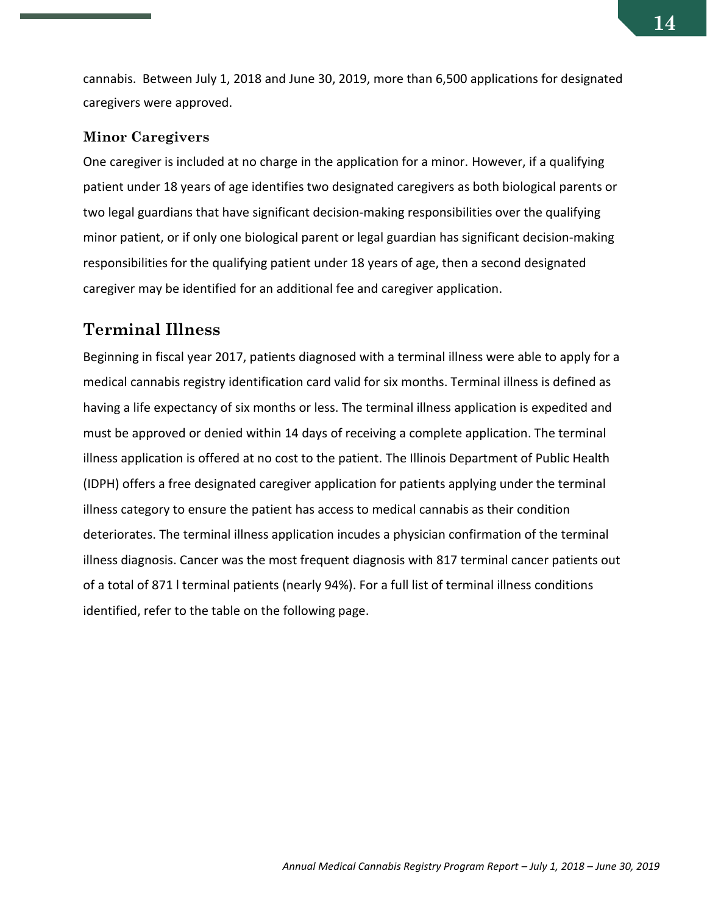cannabis. Between July 1, 2018 and June 30, 2019, more than 6,500 applications for designated caregivers were approved.

### Minor Caregivers

One caregiver is included at no charge in the application for a minor. However, if a qualifying patient under 18 years of age identifies two designated caregivers as both biological parents or two legal guardians that have significant decision-making responsibilities over the qualifying minor patient, or if only one biological parent or legal guardian has significant decision-making responsibilities for the qualifying patient under 18 years of age, then a second designated caregiver may be identified for an additional fee and caregiver application.

## Terminal Illness

Beginning in fiscal year 2017, patients diagnosed with a terminal illness were able to apply for a medical cannabis registry identification card valid for six months. Terminal illness is defined as having a life expectancy of six months or less. The terminal illness application is expedited and must be approved or denied within 14 days of receiving a complete application. The terminal illness application is offered at no cost to the patient. The Illinois Department of Public Health (IDPH) offers a free designated caregiver application for patients applying under the terminal illness category to ensure the patient has access to medical cannabis as their condition deteriorates. The terminal illness application incudes a physician confirmation of the terminal illness diagnosis. Cancer was the most frequent diagnosis with 817 terminal cancer patients out of a total of 871 l terminal patients (nearly 94%). For a full list of terminal illness conditions identified, refer to the table on the following page.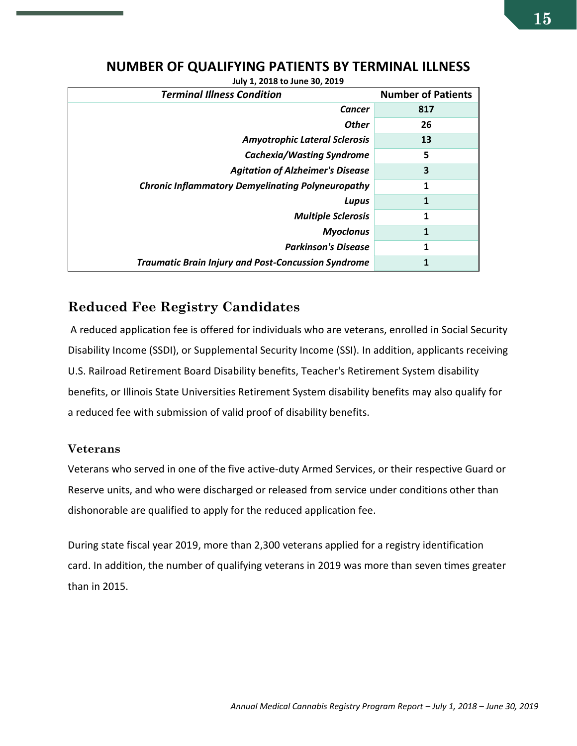## NUMBER OF QUALIFYING PATIENTS BY TERMINAL ILLNESS

**July 1, 2018 to June 30, 2019**

| *Terminal Illness Condition* | Number of Patients |
|---|---|
| ***Cancer*** | **817** |
| ***Other*** | **26** |
| ***Amyotrophic Lateral Sclerosis*** | **13** |
| ***Cachexia/Wasting Syndrome*** | **5** |
| ***Agitation of Alzheimer's Disease*** | **3** |
| ***Chronic Inflammatory Demyelinating Polyneuropathy*** | **1** |
| ***Lupus*** | **1** |
| ***Multiple Sclerosis*** | **1** |
| ***Myoclonus*** | **1** |
| ***Parkinson's Disease*** | **1** |
| ***Traumatic Brain Injury and Post-Concussion Syndrome*** | **1** |

## Reduced Fee Registry Candidates

A reduced application fee is offered for individuals who are veterans, enrolled in Social Security Disability Income (SSDI), or Supplemental Security Income (SSI). In addition, applicants receiving U.S. Railroad Retirement Board Disability benefits, Teacher's Retirement System disability benefits, or Illinois State Universities Retirement System disability benefits may also qualify for a reduced fee with submission of valid proof of disability benefits.

### Veterans

Veterans who served in one of the five active-duty Armed Services, or their respective Guard or Reserve units, and who were discharged or released from service under conditions other than dishonorable are qualified to apply for the reduced application fee.

During state fiscal year 2019, more than 2,300 veterans applied for a registry identification card. In addition, the number of qualifying veterans in 2019 was more than seven times greater than in 2015.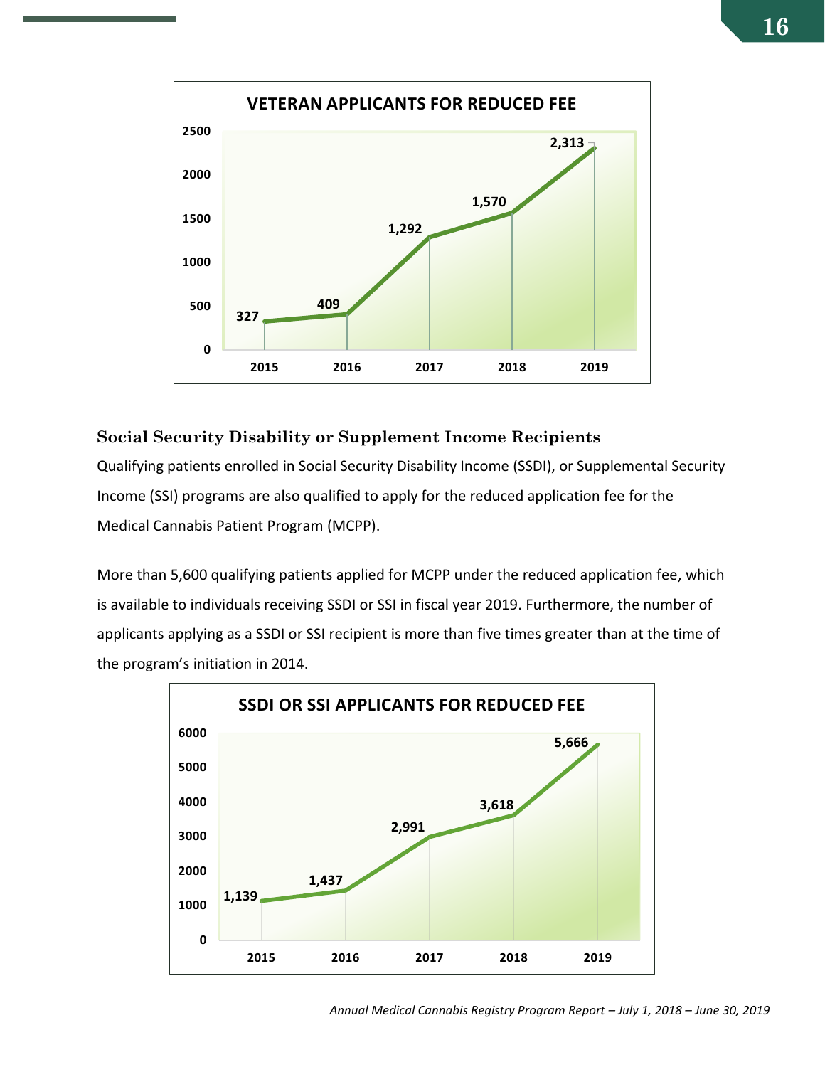**VETERAN APPLICANTS FOR REDUCED FEE**

| Year | Applicants |
|---|---|
| 2015 | 327 |
| 2016 | 409 |
| 2017 | 1,292 |
| 2018 | 1,570 |
| 2019 | 2,313 |

### Social Security Disability or Supplement Income Recipients

Qualifying patients enrolled in Social Security Disability Income (SSDI), or Supplemental Security Income (SSI) programs are also qualified to apply for the reduced application fee for the Medical Cannabis Patient Program (MCPP).

More than 5,600 qualifying patients applied for MCPP under the reduced application fee, which is available to individuals receiving SSDI or SSI in fiscal year 2019. Furthermore, the number of applicants applying as a SSDI or SSI recipient is more than five times greater than at the time of the program's initiation in 2014.

**SSDI OR SSI APPLICANTS FOR REDUCED FEE**

| Year | Applicants |
|---|---|
| 2015 | 1,139 |
| 2016 | 1,437 |
| 2017 | 2,991 |
| 2018 | 3,618 |
| 2019 | 5,666 |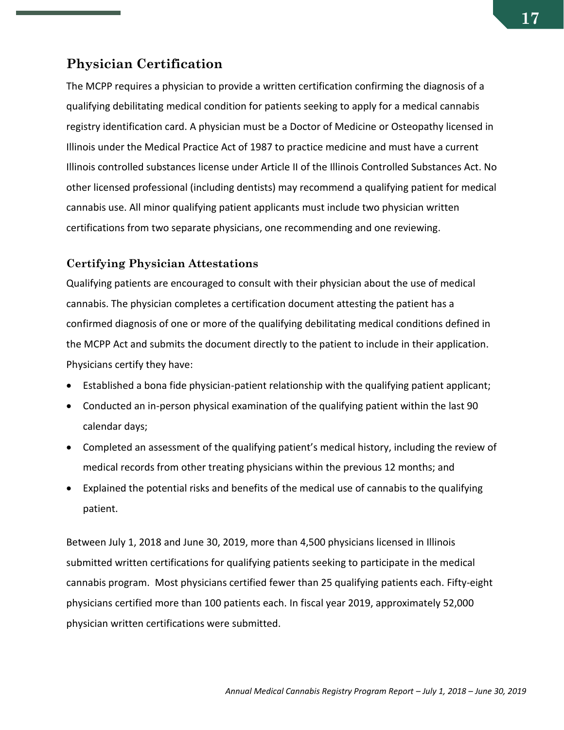## Physician Certification

The MCPP requires a physician to provide a written certification confirming the diagnosis of a qualifying debilitating medical condition for patients seeking to apply for a medical cannabis registry identification card. A physician must be a Doctor of Medicine or Osteopathy licensed in Illinois under the Medical Practice Act of 1987 to practice medicine and must have a current Illinois controlled substances license under Article II of the Illinois Controlled Substances Act. No other licensed professional (including dentists) may recommend a qualifying patient for medical cannabis use. All minor qualifying patient applicants must include two physician written certifications from two separate physicians, one recommending and one reviewing.

### Certifying Physician Attestations

Qualifying patients are encouraged to consult with their physician about the use of medical cannabis. The physician completes a certification document attesting the patient has a confirmed diagnosis of one or more of the qualifying debilitating medical conditions defined in the MCPP Act and submits the document directly to the patient to include in their application. Physicians certify they have:

- Established a bona fide physician-patient relationship with the qualifying patient applicant;
- Conducted an in-person physical examination of the qualifying patient within the last 90 calendar days;
- Completed an assessment of the qualifying patient's medical history, including the review of medical records from other treating physicians within the previous 12 months; and
- Explained the potential risks and benefits of the medical use of cannabis to the qualifying patient.

Between July 1, 2018 and June 30, 2019, more than 4,500 physicians licensed in Illinois submitted written certifications for qualifying patients seeking to participate in the medical cannabis program. Most physicians certified fewer than 25 qualifying patients each. Fifty-eight physicians certified more than 100 patients each. In fiscal year 2019, approximately 52,000 physician written certifications were submitted.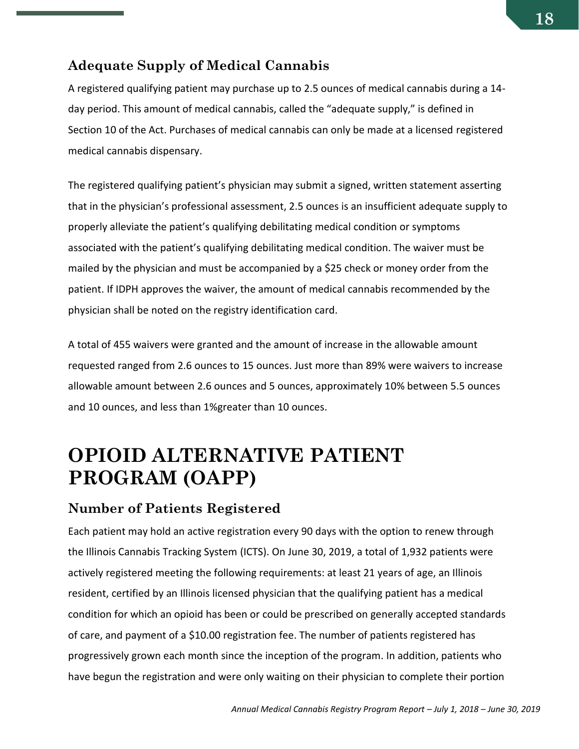### Adequate Supply of Medical Cannabis

A registered qualifying patient may purchase up to 2.5 ounces of medical cannabis during a 14-day period. This amount of medical cannabis, called the "adequate supply," is defined in Section 10 of the Act. Purchases of medical cannabis can only be made at a licensed registered medical cannabis dispensary.

The registered qualifying patient's physician may submit a signed, written statement asserting that in the physician's professional assessment, 2.5 ounces is an insufficient adequate supply to properly alleviate the patient's qualifying debilitating medical condition or symptoms associated with the patient's qualifying debilitating medical condition. The waiver must be mailed by the physician and must be accompanied by a $25 check or money order from the patient. If IDPH approves the waiver, the amount of medical cannabis recommended by the physician shall be noted on the registry identification card.

A total of 455 waivers were granted and the amount of increase in the allowable amount requested ranged from 2.6 ounces to 15 ounces. Just more than 89% were waivers to increase allowable amount between 2.6 ounces and 5 ounces, approximately 10% between 5.5 ounces and 10 ounces, and less than 1%greater than 10 ounces.

# OPIOID ALTERNATIVE PATIENT PROGRAM (OAPP)

### Number of Patients Registered

Each patient may hold an active registration every 90 days with the option to renew through the Illinois Cannabis Tracking System (ICTS). On June 30, 2019, a total of 1,932 patients were actively registered meeting the following requirements: at least 21 years of age, an Illinois resident, certified by an Illinois licensed physician that the qualifying patient has a medical condition for which an opioid has been or could be prescribed on generally accepted standards of care, and payment of a $10.00 registration fee. The number of patients registered has progressively grown each month since the inception of the program. In addition, patients who have begun the registration and were only waiting on their physician to complete their portion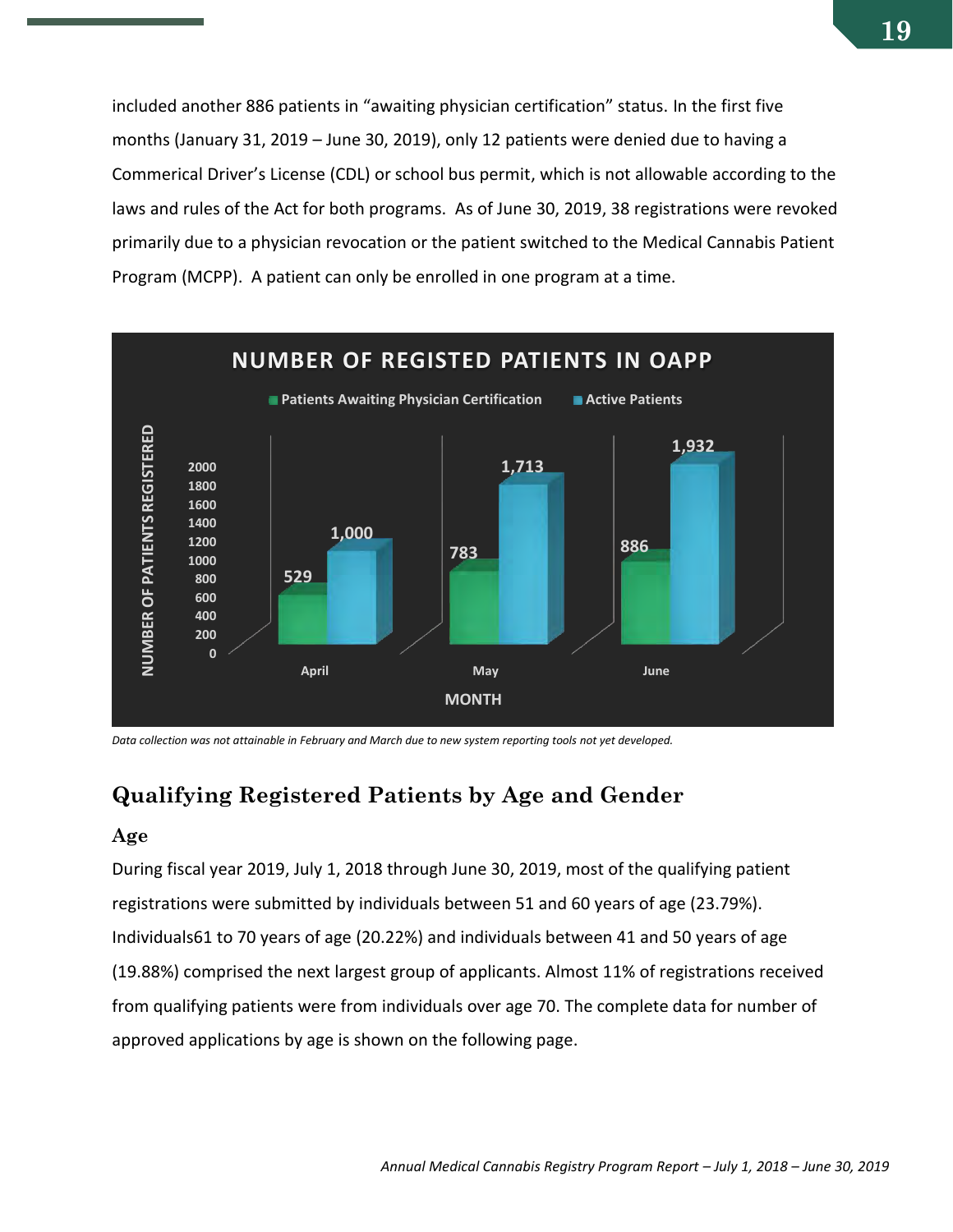included another 886 patients in "awaiting physician certification" status. In the first five months (January 31, 2019 – June 30, 2019), only 12 patients were denied due to having a Commerical Driver's License (CDL) or school bus permit, which is not allowable according to the laws and rules of the Act for both programs. As of June 30, 2019, 38 registrations were revoked primarily due to a physician revocation or the patient switched to the Medical Cannabis Patient Program (MCPP). A patient can only be enrolled in one program at a time.

**NUMBER OF REGISTED PATIENTS IN OAPP**

| MONTH | Patients Awaiting Physician Certification | Active Patients |
|---|---|---|
| April | 529 | 1,000 |
| May | 783 | 1,713 |
| June | 886 | 1,932 |

*Data collection was not attainable in February and March due to new system reporting tools not yet developed.*

## Qualifying Registered Patients by Age and Gender

### Age

During fiscal year 2019, July 1, 2018 through June 30, 2019, most of the qualifying patient registrations were submitted by individuals between 51 and 60 years of age (23.79%). Individuals61 to 70 years of age (20.22%) and individuals between 41 and 50 years of age (19.88%) comprised the next largest group of applicants. Almost 11% of registrations received from qualifying patients were from individuals over age 70. The complete data for number of approved applications by age is shown on the following page.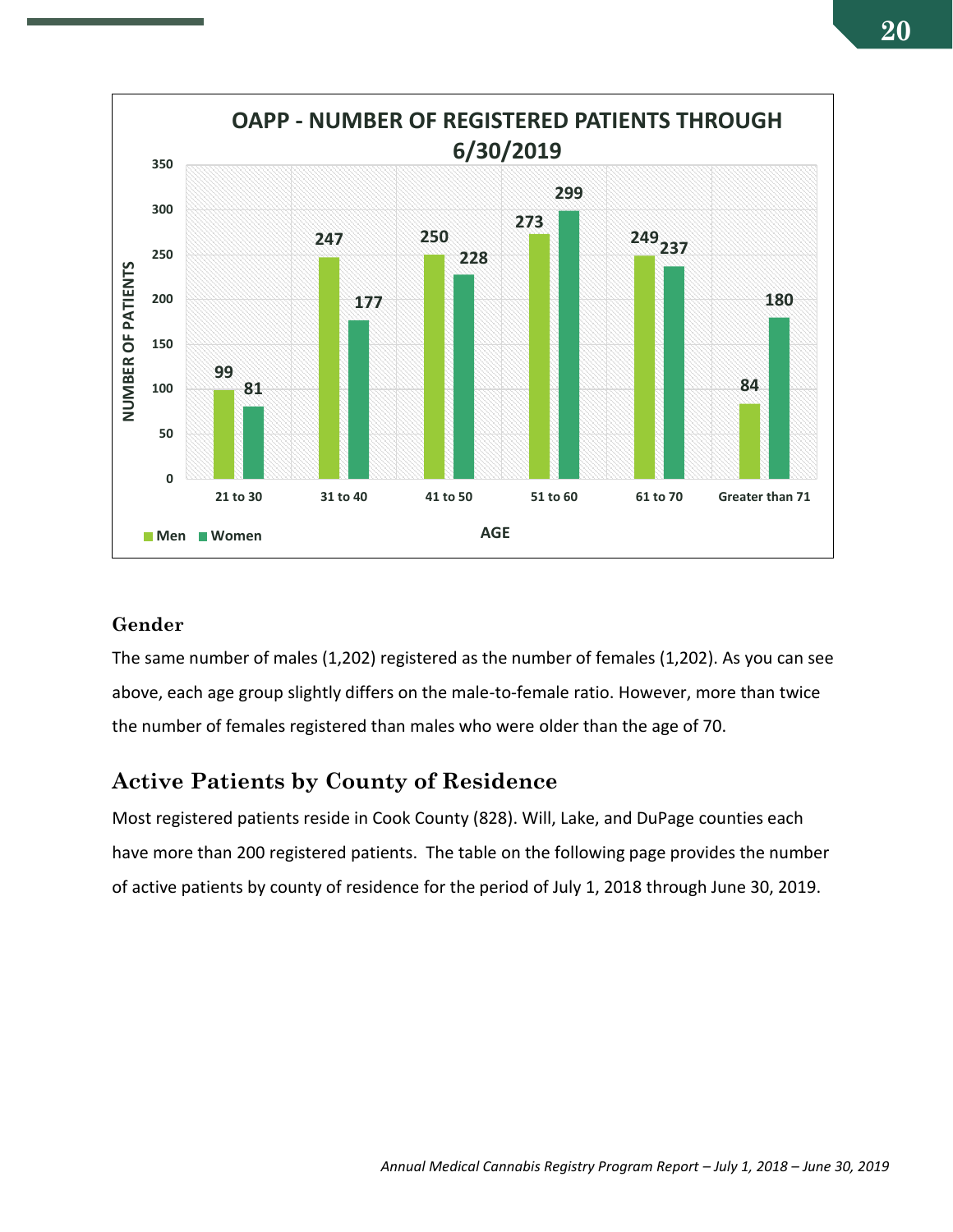**OAPP - NUMBER OF REGISTERED PATIENTS THROUGH 6/30/2019**

| AGE | Men | Women |
|---|---|---|
| 21 to 30 | 99 | 81 |
| 31 to 40 | 247 | 177 |
| 41 to 50 | 250 | 228 |
| 51 to 60 | 273 | 299 |
| 61 to 70 | 249 | 237 |
| Greater than 71 | 84 | 180 |

## Gender

The same number of males (1,202) registered as the number of females (1,202). As you can see above, each age group slightly differs on the male-to-female ratio. However, more than twice the number of females registered than males who were older than the age of 70.

## Active Patients by County of Residence

Most registered patients reside in Cook County (828). Will, Lake, and DuPage counties each have more than 200 registered patients. The table on the following page provides the number of active patients by county of residence for the period of July 1, 2018 through June 30, 2019.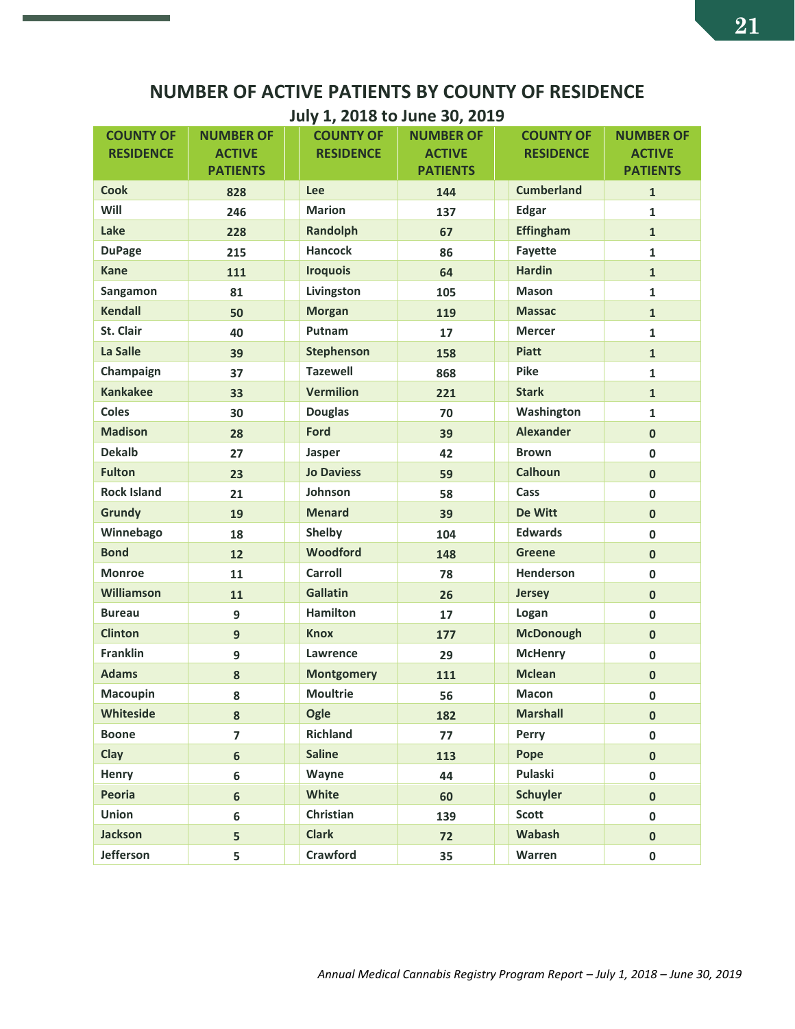# NUMBER OF ACTIVE PATIENTS BY COUNTY OF RESIDENCE

## July 1, 2018 to June 30, 2019

| COUNTY OF RESIDENCE | NUMBER OF ACTIVE PATIENTS | | COUNTY OF RESIDENCE | NUMBER OF ACTIVE PATIENTS | | COUNTY OF RESIDENCE | NUMBER OF ACTIVE PATIENTS |
|---|---|---|---|---|---|---|---|
| Cook | 828 | | Lee | 144 | | Cumberland | 1 |
| Will | 246 | | Marion | 137 | | Edgar | 1 |
| Lake | 228 | | Randolph | 67 | | Effingham | 1 |
| DuPage | 215 | | Hancock | 86 | | Fayette | 1 |
| Kane | 111 | | Iroquois | 64 | | Hardin | 1 |
| Sangamon | 81 | | Livingston | 105 | | Mason | 1 |
| Kendall | 50 | | Morgan | 119 | | Massac | 1 |
| St. Clair | 40 | | Putnam | 17 | | Mercer | 1 |
| La Salle | 39 | | Stephenson | 158 | | Piatt | 1 |
| Champaign | 37 | | Tazewell | 868 | | Pike | 1 |
| Kankakee | 33 | | Vermilion | 221 | | Stark | 1 |
| Coles | 30 | | Douglas | 70 | | Washington | 1 |
| Madison | 28 | | Ford | 39 | | Alexander | 0 |
| Dekalb | 27 | | Jasper | 42 | | Brown | 0 |
| Fulton | 23 | | Jo Daviess | 59 | | Calhoun | 0 |
| Rock Island | 21 | | Johnson | 58 | | Cass | 0 |
| Grundy | 19 | | Menard | 39 | | De Witt | 0 |
| Winnebago | 18 | | Shelby | 104 | | Edwards | 0 |
| Bond | 12 | | Woodford | 148 | | Greene | 0 |
| Monroe | 11 | | Carroll | 78 | | Henderson | 0 |
| Williamson | 11 | | Gallatin | 26 | | Jersey | 0 |
| Bureau | 9 | | Hamilton | 17 | | Logan | 0 |
| Clinton | 9 | | Knox | 177 | | McDonough | 0 |
| Franklin | 9 | | Lawrence | 29 | | McHenry | 0 |
| Adams | 8 | | Montgomery | 111 | | Mclean | 0 |
| Macoupin | 8 | | Moultrie | 56 | | Macon | 0 |
| Whiteside | 8 | | Ogle | 182 | | Marshall | 0 |
| Boone | 7 | | Richland | 77 | | Perry | 0 |
| Clay | 6 | | Saline | 113 | | Pope | 0 |
| Henry | 6 | | Wayne | 44 | | Pulaski | 0 |
| Peoria | 6 | | White | 60 | | Schuyler | 0 |
| Union | 6 | | Christian | 139 | | Scott | 0 |
| Jackson | 5 | | Clark | 72 | | Wabash | 0 |
| Jefferson | 5 | | Crawford | 35 | | Warren | 0 |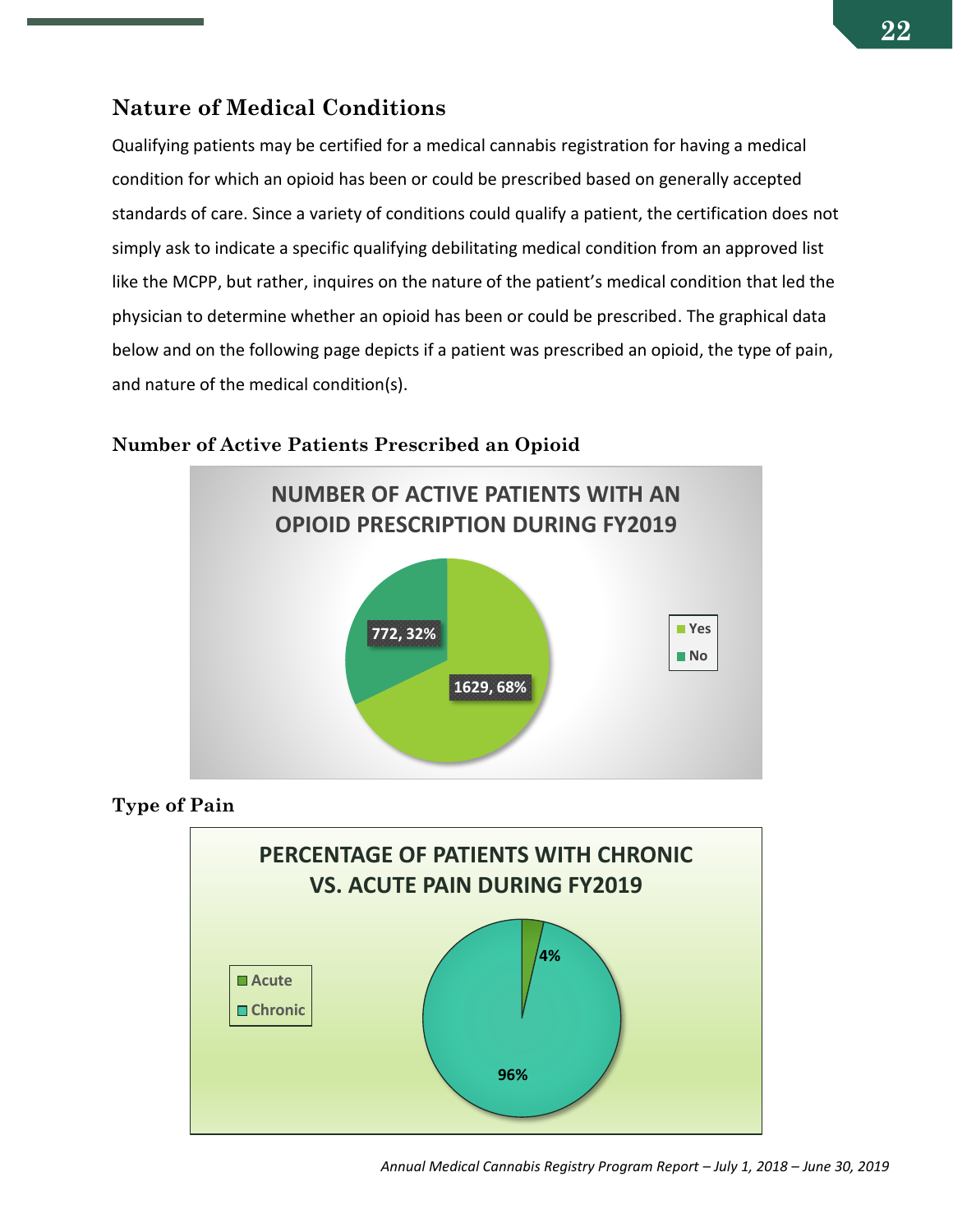## Nature of Medical Conditions

Qualifying patients may be certified for a medical cannabis registration for having a medical condition for which an opioid has been or could be prescribed based on generally accepted standards of care. Since a variety of conditions could qualify a patient, the certification does not simply ask to indicate a specific qualifying debilitating medical condition from an approved list like the MCPP, but rather, inquires on the nature of the patient's medical condition that led the physician to determine whether an opioid has been or could be prescribed. The graphical data below and on the following page depicts if a patient was prescribed an opioid, the type of pain, and nature of the medical condition(s).

### Number of Active Patients Prescribed an Opioid

**NUMBER OF ACTIVE PATIENTS WITH AN OPIOID PRESCRIPTION DURING FY2019**

| Response | Number | Percentage |
|---|---|---|
| Yes | 1629 | 68% |
| No | 772 | 32% |

### Type of Pain

**PERCENTAGE OF PATIENTS WITH CHRONIC VS. ACUTE PAIN DURING FY2019**

| Type of Pain | Percentage |
|---|---|
| Acute | 4% |
| Chronic | 96% |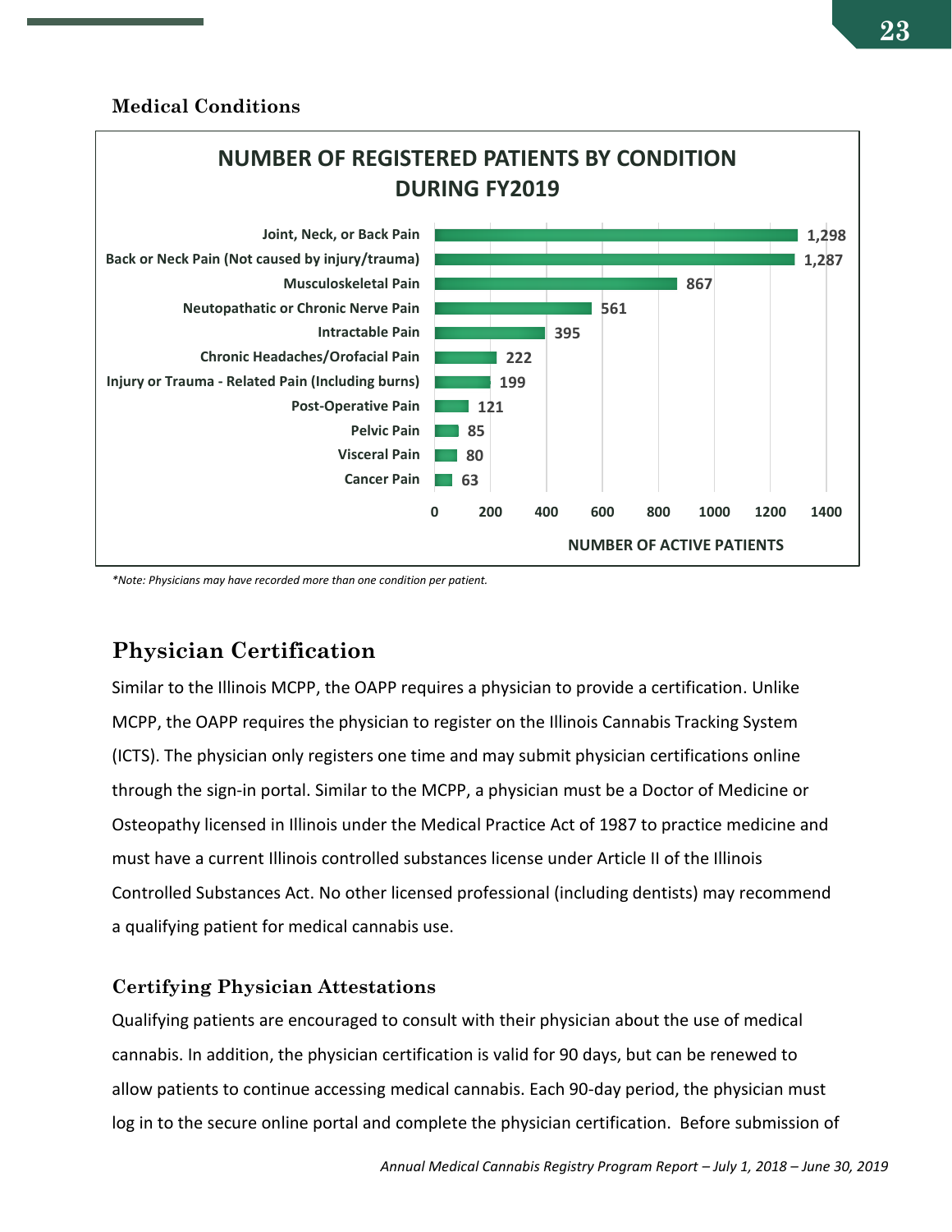### Medical Conditions

**NUMBER OF REGISTERED PATIENTS BY CONDITION DURING FY2019**

| Condition | Number of Active Patients |
|---|---|
| Joint, Neck, or Back Pain | 1,298 |
| Back or Neck Pain (Not caused by injury/trauma) | 1,287 |
| Musculoskeletal Pain | 867 |
| Neutopathatic or Chronic Nerve Pain | 561 |
| Intractable Pain | 395 |
| Chronic Headaches/Orofacial Pain | 222 |
| Injury or Trauma - Related Pain (Including burns) | 199 |
| Post-Operative Pain | 121 |
| Pelvic Pain | 85 |
| Visceral Pain | 80 |
| Cancer Pain | 63 |

*\*Note: Physicians may have recorded more than one condition per patient.*

## Physician Certification

Similar to the Illinois MCPP, the OAPP requires a physician to provide a certification. Unlike MCPP, the OAPP requires the physician to register on the Illinois Cannabis Tracking System (ICTS). The physician only registers one time and may submit physician certifications online through the sign-in portal. Similar to the MCPP, a physician must be a Doctor of Medicine or Osteopathy licensed in Illinois under the Medical Practice Act of 1987 to practice medicine and must have a current Illinois controlled substances license under Article II of the Illinois Controlled Substances Act. No other licensed professional (including dentists) may recommend a qualifying patient for medical cannabis use.

### Certifying Physician Attestations

Qualifying patients are encouraged to consult with their physician about the use of medical cannabis. In addition, the physician certification is valid for 90 days, but can be renewed to allow patients to continue accessing medical cannabis. Each 90-day period, the physician must log in to the secure online portal and complete the physician certification. Before submission of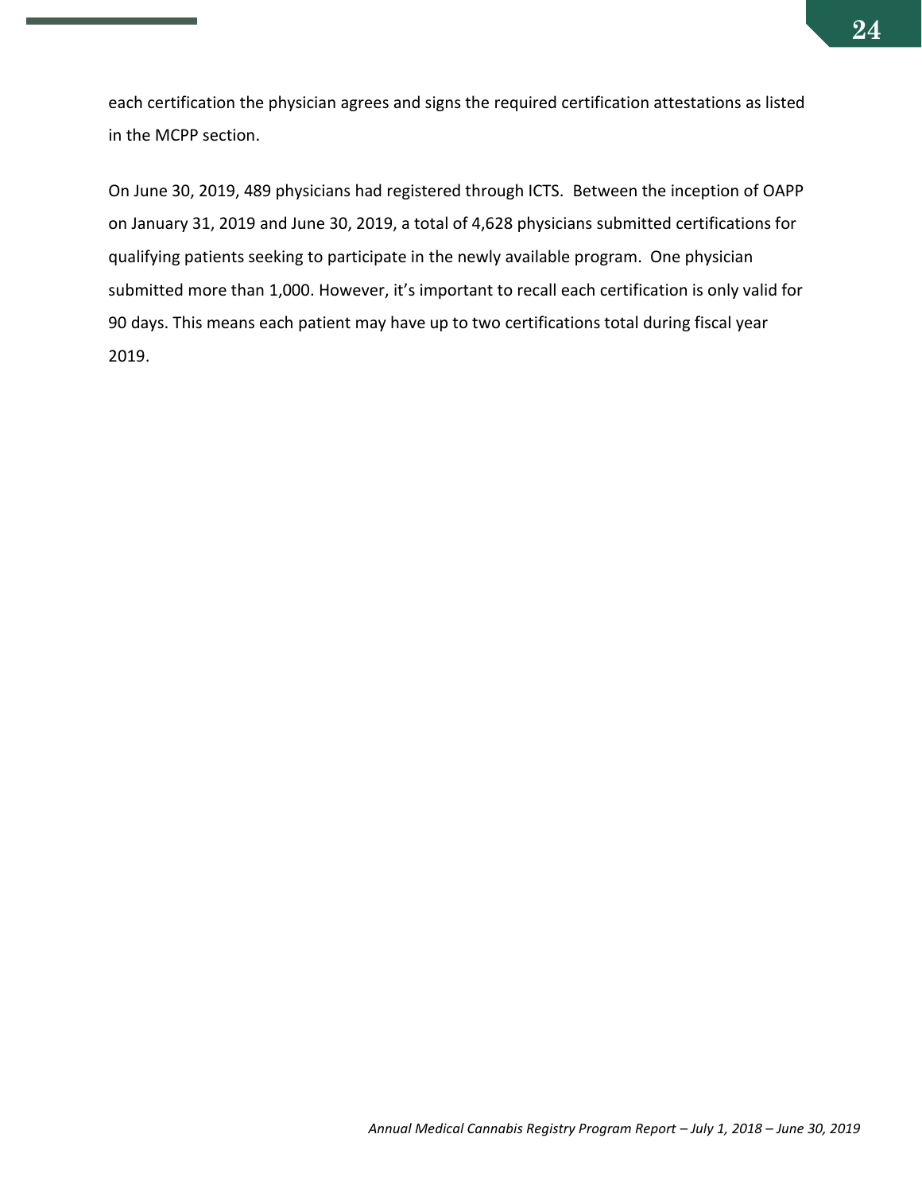each certification the physician agrees and signs the required certification attestations as listed in the MCPP section.

On June 30, 2019, 489 physicians had registered through ICTS. Between the inception of OAPP on January 31, 2019 and June 30, 2019, a total of 4,628 physicians submitted certifications for qualifying patients seeking to participate in the newly available program. One physician submitted more than 1,000. However, it's important to recall each certification is only valid for 90 days. This means each patient may have up to two certifications total during fiscal year 2019.